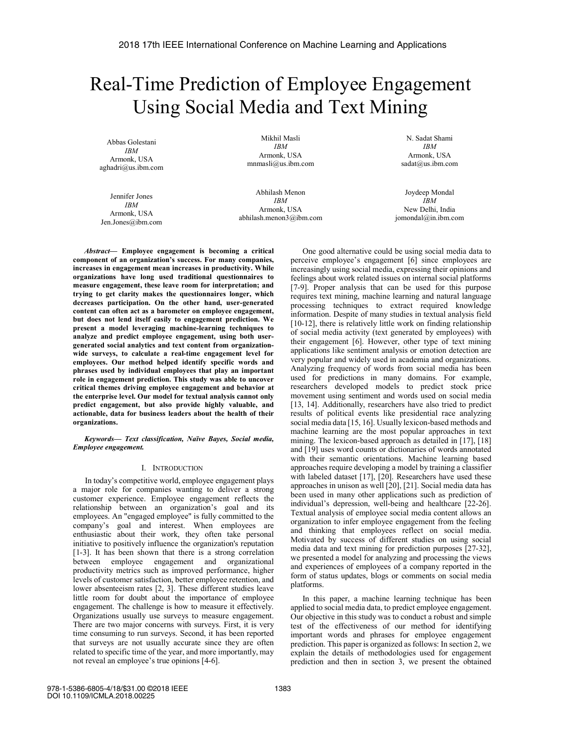# Real-Time Prediction of Employee Engagement Using Social Media and Text Mining

Abbas Golestani
*IBM*
Armonk, USA
aghadri@us.ibm.com

Mikhil Masli
*IBM*
Armonk, USA
mnmasli@us.ibm.com

N. Sadat Shami
*IBM*
Armonk, USA
sadat@us.ibm.com

Jennifer Jones
*IBM*
Armonk, USA
Jen.Jones@ibm.com

Abhilash Menon
*IBM*
Armonk, USA
abhilash.menon3@ibm.com

Joydeep Mondal
*IBM*
New Delhi, India
jomondal@in.ibm.com

***Abstract*— Employee engagement is becoming a critical component of an organization's success. For many companies, increases in engagement mean increases in productivity. While organizations have long used traditional questionnaires to measure engagement, these leave room for interpretation; and trying to get clarity makes the questionnaires longer, which decreases participation. On the other hand, user-generated content can often act as a barometer on employee engagement, but does not lend itself easily to engagement prediction. We present a model leveraging machine-learning techniques to analyze and predict employee engagement, using both user-generated social analytics and text content from organization-wide surveys, to calculate a real-time engagement level for employees. Our method helped identify specific words and phrases used by individual employees that play an important role in engagement prediction. This study was able to uncover critical themes driving employee engagement and behavior at the enterprise level. Our model for textual analysis cannot only predict engagement, but also provide highly valuable, and actionable, data for business leaders about the health of their organizations.**

***Keywords*— *Text classification, Naïve Bayes, Social media, Employee engagement.***

## I. Introduction

In today's competitive world, employee engagement plays a major role for companies wanting to deliver a strong customer experience. Employee engagement reflects the relationship between an organization's goal and its employees. An "engaged employee" is fully committed to the company's goal and interest. When employees are enthusiastic about their work, they often take personal initiative to positively influence the organization's reputation [1-3]. It has been shown that there is a strong correlation between employee engagement and organizational productivity metrics such as improved performance, higher levels of customer satisfaction, better employee retention, and lower absenteeism rates [2, 3]. These different studies leave little room for doubt about the importance of employee engagement. The challenge is how to measure it effectively. Organizations usually use surveys to measure engagement. There are two major concerns with surveys. First, it is very time consuming to run surveys. Second, it has been reported that surveys are not usually accurate since they are often related to specific time of the year, and more importantly, may not reveal an employee's true opinions [4-6].

One good alternative could be using social media data to perceive employee's engagement [6] since employees are increasingly using social media, expressing their opinions and feelings about work related issues on internal social platforms [7-9]. Proper analysis that can be used for this purpose requires text mining, machine learning and natural language processing techniques to extract required knowledge information. Despite of many studies in textual analysis field [10-12], there is relatively little work on finding relationship of social media activity (text generated by employees) with their engagement [6]. However, other type of text mining applications like sentiment analysis or emotion detection are very popular and widely used in academia and organizations. Analyzing frequency of words from social media has been used for predictions in many domains. For example, researchers developed models to predict stock price movement using sentiment and words used on social media [13, 14]. Additionally, researchers have also tried to predict results of political events like presidential race analyzing social media data [15, 16]. Usually lexicon-based methods and machine learning are the most popular approaches in text mining. The lexicon-based approach as detailed in [17], [18] and [19] uses word counts or dictionaries of words annotated with their semantic orientations. Machine learning based approaches require developing a model by training a classifier with labeled dataset [17], [20]. Researchers have used these approaches in unison as well [20], [21]. Social media data has been used in many other applications such as prediction of individual's depression, well-being and healthcare [22-26]. Textual analysis of employee social media content allows an organization to infer employee engagement from the feeling and thinking that employees reflect on social media. Motivated by success of different studies on using social media data and text mining for prediction purposes [27-32], we presented a model for analyzing and processing the views and experiences of employees of a company reported in the form of status updates, blogs or comments on social media platforms.

In this paper, a machine learning technique has been applied to social media data, to predict employee engagement. Our objective in this study was to conduct a robust and simple test of the effectiveness of our method for identifying important words and phrases for employee engagement prediction. This paper is organized as follows: In section 2, we explain the details of methodologies used for engagement prediction and then in section 3, we present the obtained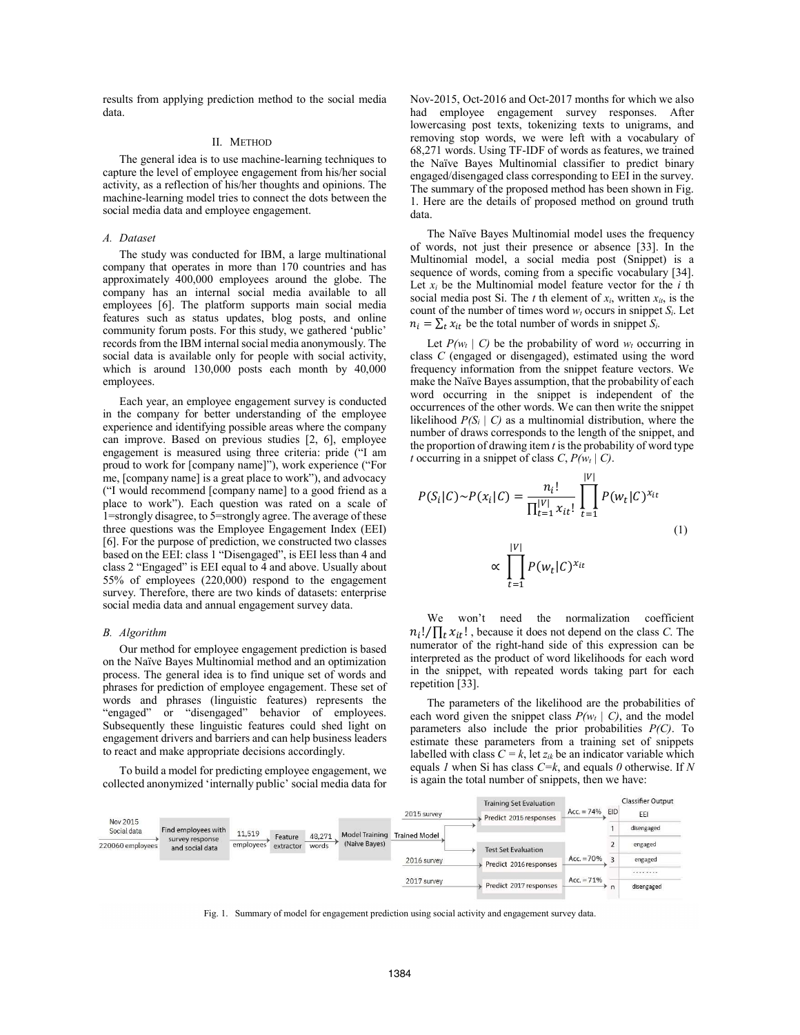results from applying prediction method to the social media data.

## II. METHOD

The general idea is to use machine-learning techniques to capture the level of employee engagement from his/her social activity, as a reflection of his/her thoughts and opinions. The machine-learning model tries to connect the dots between the social media data and employee engagement.

### A. Dataset

The study was conducted for IBM, a large multinational company that operates in more than 170 countries and has approximately 400,000 employees around the globe. The company has an internal social media available to all employees [6]. The platform supports main social media features such as status updates, blog posts, and online community forum posts. For this study, we gathered 'public' records from the IBM internal social media anonymously. The social data is available only for people with social activity, which is around 130,000 posts each month by 40,000 employees.

Each year, an employee engagement survey is conducted in the company for better understanding of the employee experience and identifying possible areas where the company can improve. Based on previous studies [2, 6], employee engagement is measured using three criteria: pride ("I am proud to work for [company name]"), work experience ("For me, [company name] is a great place to work"), and advocacy ("I would recommend [company name] to a good friend as a place to work"). Each question was rated on a scale of 1=strongly disagree, to 5=strongly agree. The average of these three questions was the Employee Engagement Index (EEI) [6]. For the purpose of prediction, we constructed two classes based on the EEI: class 1 "Disengaged", is EEI less than 4 and class 2 "Engaged" is EEI equal to 4 and above. Usually about 55% of employees (220,000) respond to the engagement survey. Therefore, there are two kinds of datasets: enterprise social media data and annual engagement survey data.

### B. Algorithm

Our method for employee engagement prediction is based on the Naïve Bayes Multinomial method and an optimization process. The general idea is to find unique set of words and phrases for prediction of employee engagement. These set of words and phrases (linguistic features) represents the "engaged" or "disengaged" behavior of employees. Subsequently these linguistic features could shed light on engagement drivers and barriers and can help business leaders to react and make appropriate decisions accordingly.

To build a model for predicting employee engagement, we collected anonymized 'internally public' social media data for Nov-2015, Oct-2016 and Oct-2017 months for which we also had employee engagement survey responses. After lowercasing post texts, tokenizing texts to unigrams, and removing stop words, we were left with a vocabulary of 68,271 words. Using TF-IDF of words as features, we trained the Naïve Bayes Multinomial classifier to predict binary engaged/disengaged class corresponding to EEI in the survey. The summary of the proposed method has been shown in Fig. 1. Here are the details of proposed method on ground truth data.

The Naïve Bayes Multinomial model uses the frequency of words, not just their presence or absence [33]. In the Multinomial model, a social media post (Snippet) is a sequence of words, coming from a specific vocabulary [34]. Let $x_i$ be the Multinomial model feature vector for the $i$ th social media post $S_i$. The $t$ th element of $x_i$, written $x_{it}$, is the count of the number of times word $w_t$ occurs in snippet $S_i$. Let $n_i = \sum_t x_{it}$ be the total number of words in snippet $S_i$.

Let $P(w_t \mid C)$ be the probability of word $w_t$ occurring in class $C$ (engaged or disengaged), estimated using the word frequency information from the snippet feature vectors. We make the Naïve Bayes assumption, that the probability of each word occurring in the snippet is independent of the occurrences of the other words. We can then write the snippet likelihood $P(S_i \mid C)$ as a multinomial distribution, where the number of draws corresponds to the length of the snippet, and the proportion of drawing item $t$ is the probability of word type $t$ occurring in a snippet of class $C$, $P(w_t \mid C)$.

$$P(S_i|C) \sim P(x_i|C) = \frac{n_i!}{\prod_{t=1}^{|V|} x_{it}!} \prod_{t=1}^{|V|} P(w_t|C)^{x_{it}} \propto \prod_{t=1}^{|V|} P(w_t|C)^{x_{it}} \tag{1}$$

We won't need the normalization coefficient $n_i!/\prod_t x_{it}!$, because it does not depend on the class $C$. The numerator of the right-hand side of this expression can be interpreted as the product of word likelihoods for each word in the snippet, with repeated words taking part for each repetition [33].

The parameters of the likelihood are the probabilities of each word given the snippet class $P(w_t \mid C)$, and the model parameters also include the prior probabilities $P(C)$. To estimate these parameters from a training set of snippets labelled with class $C = k$, let $z_{ik}$ be an indicator variable which equals *1* when Si has class $C{=}k$, and equals *0* otherwise. If $N$ is again the total number of snippets, then we have:

Fig. 1. Summary of model for engagement prediction using social activity and engagement survey data.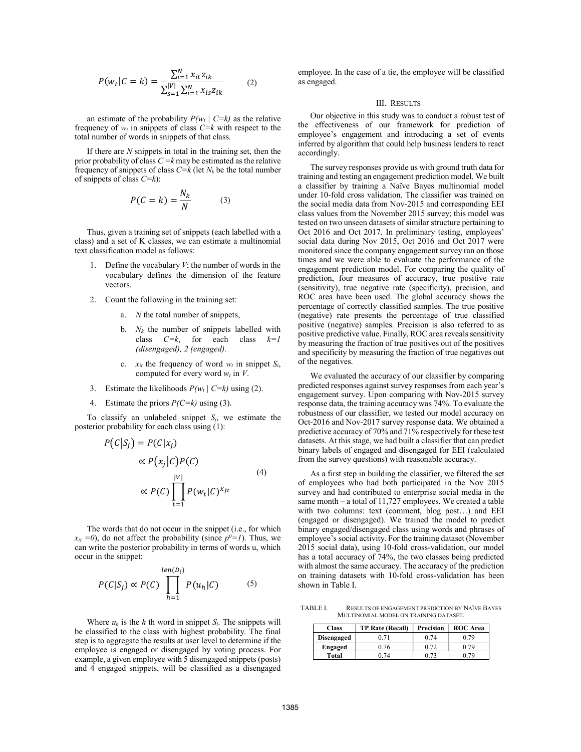$$P(w_t|C=k) = \frac{\sum_{i=1}^{N} x_{it} z_{ik}}{\sum_{s=1}^{|V|} \sum_{i=1}^{N} x_{is} z_{ik}} \quad (2)$$

an estimate of the probability $P(w_t \mid C=k)$ as the relative frequency of $w_t$ in snippets of class $C=k$ with respect to the total number of words in snippets of that class.

If there are $N$ snippets in total in the training set, then the prior probability of class $C=k$ may be estimated as the relative frequency of snippets of class $C=k$ (let $N_k$ be the total number of snippets of class $C=k$):

$$P(C=k) = \frac{N_k}{N} \quad (3)$$

Thus, given a training set of snippets (each labelled with a class) and a set of K classes, we can estimate a multinomial text classification model as follows:

1. Define the vocabulary $V$; the number of words in the vocabulary defines the dimension of the feature vectors.
2. Count the following in the training set:
   a. $N$ the total number of snippets,
   b. $N_k$ the number of snippets labelled with class $C=k$, for each class $k=1$ *(disengaged), 2 (engaged).*
   c. $x_{it}$ the frequency of word $w_t$ in snippet $S_i$, computed for every word $w_t$ in $V$.
3. Estimate the likelihoods $P(w_t \mid C=k)$ using (2).
4. Estimate the priors $P(C=k)$ using (3).

To classify an unlabeled snippet $S_j$, we estimate the posterior probability for each class using (1):

$$\begin{aligned} P(C|S_j) &= P(C|x_j) \\ &\propto P(x_j|C)P(C) \\ &\propto P(C)\prod_{t=1}^{|V|} P(w_t|C)^{x_{jt}} \end{aligned} \quad (4)$$

The words that do not occur in the snippet (i.e., for which $x_{it}=0$), do not affect the probability (since $p^0=1$). Thus, we can write the posterior probability in terms of words u, which occur in the snippet:

$$P(C|S_j) \propto P(C) \prod_{h=1}^{len(D_i)} P(u_h|C) \quad (5)$$

Where $u_h$ is the $h$ th word in snippet $S_i$. The snippets will be classified to the class with highest probability. The final step is to aggregate the results at user level to determine if the employee is engaged or disengaged by voting process. For example, a given employee with 5 disengaged snippets (posts) and 4 engaged snippets, will be classified as a disengaged employee. In the case of a tie, the employee will be classified as engaged.

## III. RESULTS

Our objective in this study was to conduct a robust test of the effectiveness of our framework for prediction of employee's engagement and introducing a set of events inferred by algorithm that could help business leaders to react accordingly.

The survey responses provide us with ground truth data for training and testing an engagement prediction model. We built a classifier by training a Naïve Bayes multinomial model under 10-fold cross validation. The classifier was trained on the social media data from Nov-2015 and corresponding EEI class values from the November 2015 survey; this model was tested on two unseen datasets of similar structure pertaining to Oct 2016 and Oct 2017. In preliminary testing, employees' social data during Nov 2015, Oct 2016 and Oct 2017 were monitored since the company engagement survey ran on those times and we were able to evaluate the performance of the engagement prediction model. For comparing the quality of prediction, four measures of accuracy, true positive rate (sensitivity), true negative rate (specificity), precision, and ROC area have been used. The global accuracy shows the percentage of correctly classified samples. The true positive (negative) rate presents the percentage of true classified positive (negative) samples. Precision is also referred to as positive predictive value. Finally, ROC area reveals sensitivity by measuring the fraction of true positives out of the positives and specificity by measuring the fraction of true negatives out of the negatives.

We evaluated the accuracy of our classifier by comparing predicted responses against survey responses from each year's engagement survey. Upon comparing with Nov-2015 survey response data, the training accuracy was 74%. To evaluate the robustness of our classifier, we tested our model accuracy on Oct-2016 and Nov-2017 survey response data. We obtained a predictive accuracy of 70% and 71% respectively for these test datasets. At this stage, we had built a classifier that can predict binary labels of engaged and disengaged for EEI (calculated from the survey questions) with reasonable accuracy.

As a first step in building the classifier, we filtered the set of employees who had both participated in the Nov 2015 survey and had contributed to enterprise social media in the same month – a total of 11,727 employees. We created a table with two columns: text (comment, blog post…) and EEI (engaged or disengaged). We trained the model to predict binary engaged/disengaged class using words and phrases of employee's social activity. For the training dataset (November 2015 social data), using 10-fold cross-validation, our model has a total accuracy of 74%, the two classes being predicted with almost the same accuracy. The accuracy of the prediction on training datasets with 10-fold cross-validation has been shown in Table I.

TABLE I. RESULTS OF ENGAGEMENT PREDICTION BY NAÏVE BAYES MULTINOMIAL MODEL ON TRAINING DATASET.

| Class | TP Rate (Recall) | Precision | ROC Area |
|---|---|---|---|
| Disengaged | 0.71 | 0.74 | 0.79 |
| Engaged | 0.76 | 0.72 | 0.79 |
| Total | 0.74 | 0.73 | 0.79 |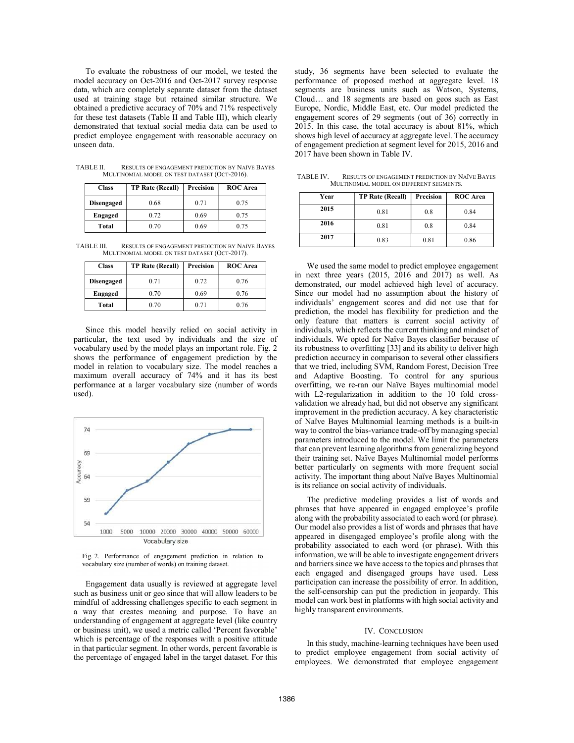To evaluate the robustness of our model, we tested the model accuracy on Oct-2016 and Oct-2017 survey response data, which are completely separate dataset from the dataset used at training stage but retained similar structure. We obtained a predictive accuracy of 70% and 71% respectively for these test datasets (Table II and Table III), which clearly demonstrated that textual social media data can be used to predict employee engagement with reasonable accuracy on unseen data.

TABLE II. RESULTS OF ENGAGEMENT PREDICTION BY NAÏVE BAYES MULTINOMIAL MODEL ON TEST DATASET (OCT-2016).

| Class | TP Rate (Recall) | Precision | ROC Area |
|---|---|---|---|
| Disengaged | 0.68 | 0.71 | 0.75 |
| Engaged | 0.72 | 0.69 | 0.75 |
| Total | 0.70 | 0.69 | 0.75 |

TABLE III. RESULTS OF ENGAGEMENT PREDICTION BY NAÏVE BAYES MULTINOMIAL MODEL ON TEST DATASET (OCT-2017).

| Class | TP Rate (Recall) | Precision | ROC Area |
|---|---|---|---|
| Disengaged | 0.71 | 0.72 | 0.76 |
| Engaged | 0.70 | 0.69 | 0.76 |
| Total | 0.70 | 0.71 | 0.76 |

Since this model heavily relied on social activity in particular, the text used by individuals and the size of vocabulary used by the model plays an important role. Fig. 2 shows the performance of engagement prediction by the model in relation to vocabulary size. The model reaches a maximum overall accuracy of 74% and it has its best performance at a larger vocabulary size (number of words used).

Fig. 2. Performance of engagement prediction in relation to vocabulary size (number of words) on training dataset.

Engagement data usually is reviewed at aggregate level such as business unit or geo since that will allow leaders to be mindful of addressing challenges specific to each segment in a way that creates meaning and purpose. To have an understanding of engagement at aggregate level (like country or business unit), we used a metric called 'Percent favorable' which is percentage of the responses with a positive attitude in that particular segment. In other words, percent favorable is the percentage of engaged label in the target dataset. For this study, 36 segments have been selected to evaluate the performance of proposed method at aggregate level. 18 segments are business units such as Watson, Systems, Cloud… and 18 segments are based on geos such as East Europe, Nordic, Middle East, etc. Our model predicted the engagement scores of 29 segments (out of 36) correctly in 2015. In this case, the total accuracy is about 81%, which shows high level of accuracy at aggregate level. The accuracy of engagement prediction at segment level for 2015, 2016 and 2017 have been shown in Table IV.

TABLE IV. RESULTS OF ENGAGEMENT PREDICTION BY NAÏVE BAYES MULTINOMIAL MODEL ON DIFFERENT SEGMENTS.

| Year | TP Rate (Recall) | Precision | ROC Area |
|---|---|---|---|
| 2015 | 0.81 | 0.8 | 0.84 |
| 2016 | 0.81 | 0.8 | 0.84 |
| 2017 | 0.83 | 0.81 | 0.86 |

We used the same model to predict employee engagement in next three years (2015, 2016 and 2017) as well. As demonstrated, our model achieved high level of accuracy. Since our model had no assumption about the history of individuals' engagement scores and did not use that for prediction, the model has flexibility for prediction and the only feature that matters is current social activity of individuals, which reflects the current thinking and mindset of individuals. We opted for Naïve Bayes classifier because of its robustness to overfitting [33] and its ability to deliver high prediction accuracy in comparison to several other classifiers that we tried, including SVM, Random Forest, Decision Tree and Adaptive Boosting. To control for any spurious overfitting, we re-ran our Naïve Bayes multinomial model with L2-regularization in addition to the 10 fold cross-validation we already had, but did not observe any significant improvement in the prediction accuracy. A key characteristic of Naïve Bayes Multinomial learning methods is a built-in way to control the bias-variance trade-off by managing special parameters introduced to the model. We limit the parameters that can prevent learning algorithms from generalizing beyond their training set. Naïve Bayes Multinomial model performs better particularly on segments with more frequent social activity. The important thing about Naïve Bayes Multinomial is its reliance on social activity of individuals.

The predictive modeling provides a list of words and phrases that have appeared in engaged employee's profile along with the probability associated to each word (or phrase). Our model also provides a list of words and phrases that have appeared in disengaged employee's profile along with the probability associated to each word (or phrase). With this information, we will be able to investigate engagement drivers and barriers since we have access to the topics and phrases that each engaged and disengaged groups have used. Less participation can increase the possibility of error. In addition, the self-censorship can put the prediction in jeopardy. This model can work best in platforms with high social activity and highly transparent environments.

## IV. CONCLUSION

In this study, machine-learning techniques have been used to predict employee engagement from social activity of employees. We demonstrated that employee engagement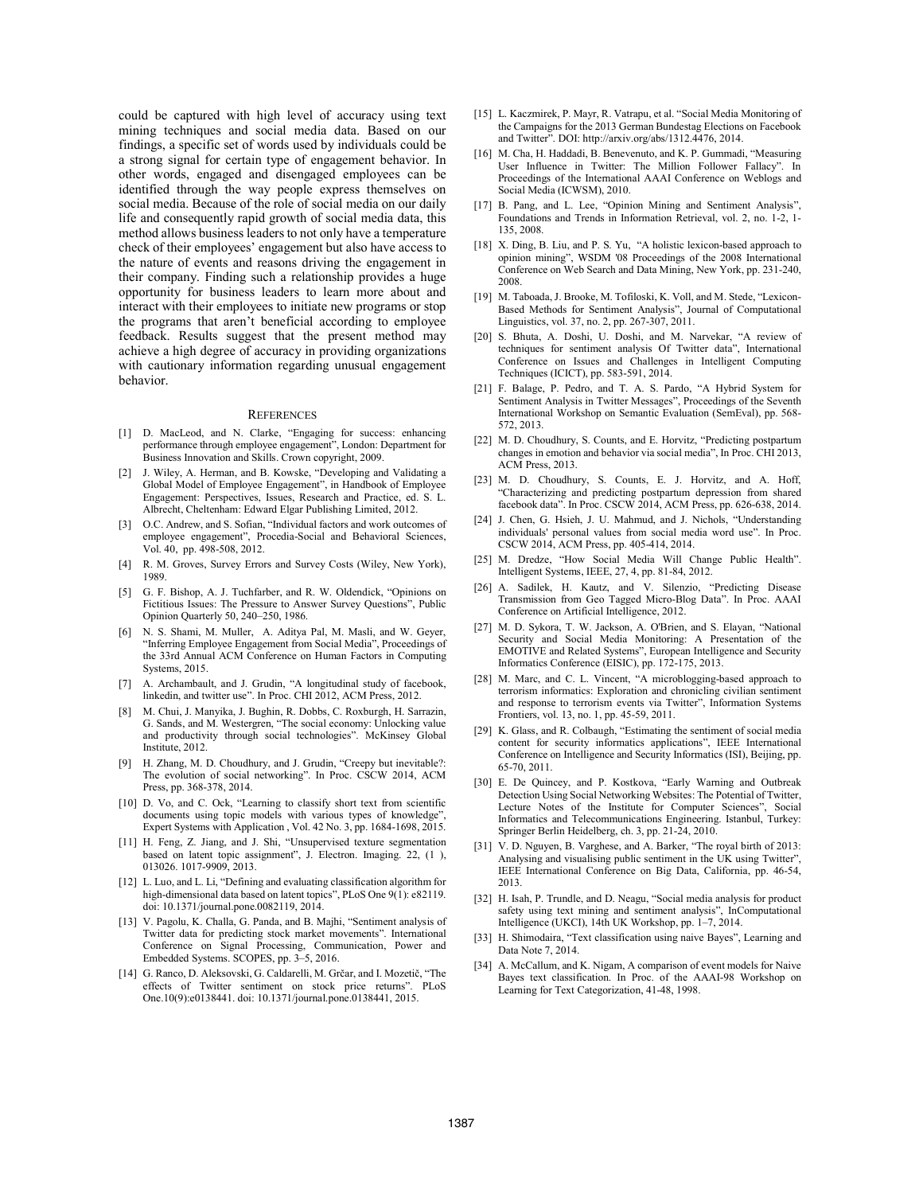could be captured with high level of accuracy using text mining techniques and social media data. Based on our findings, a specific set of words used by individuals could be a strong signal for certain type of engagement behavior. In other words, engaged and disengaged employees can be identified through the way people express themselves on social media. Because of the role of social media on our daily life and consequently rapid growth of social media data, this method allows business leaders to not only have a temperature check of their employees' engagement but also have access to the nature of events and reasons driving the engagement in their company. Finding such a relationship provides a huge opportunity for business leaders to learn more about and interact with their employees to initiate new programs or stop the programs that aren't beneficial according to employee feedback. Results suggest that the present method may achieve a high degree of accuracy in providing organizations with cautionary information regarding unusual engagement behavior.

## References

[1] D. MacLeod, and N. Clarke, "Engaging for success: enhancing performance through employee engagement", London: Department for Business Innovation and Skills. Crown copyright, 2009.

[2] J. Wiley, A. Herman, and B. Kowske, "Developing and Validating a Global Model of Employee Engagement", in Handbook of Employee Engagement: Perspectives, Issues, Research and Practice, ed. S. L. Albrecht, Cheltenham: Edward Elgar Publishing Limited, 2012.

[3] O.C. Andrew, and S. Sofian, "Individual factors and work outcomes of employee engagement", Procedia-Social and Behavioral Sciences, Vol. 40, pp. 498-508, 2012.

[4] R. M. Groves, Survey Errors and Survey Costs (Wiley, New York), 1989.

[5] G. F. Bishop, A. J. Tuchfarber, and R. W. Oldendick, "Opinions on Fictitious Issues: The Pressure to Answer Survey Questions", Public Opinion Quarterly 50, 240–250, 1986.

[6] N. S. Shami, M. Muller, A. Aditya Pal, M. Masli, and W. Geyer, "Inferring Employee Engagement from Social Media", Proceedings of the 33rd Annual ACM Conference on Human Factors in Computing Systems, 2015.

[7] A. Archambault, and J. Grudin, "A longitudinal study of facebook, linkedin, and twitter use". In Proc. CHI 2012, ACM Press, 2012.

[8] M. Chui, J. Manyika, J. Bughin, R. Dobbs, C. Roxburgh, H. Sarrazin, G. Sands, and M. Westergren, "The social economy: Unlocking value and productivity through social technologies". McKinsey Global Institute, 2012.

[9] H. Zhang, M. D. Choudhury, and J. Grudin, "Creepy but inevitable?: The evolution of social networking". In Proc. CSCW 2014, ACM Press, pp. 368-378, 2014.

[10] D. Vo, and C. Ock, "Learning to classify short text from scientific documents using topic models with various types of knowledge", Expert Systems with Application , Vol. 42 No. 3, pp. 1684-1698, 2015.

[11] H. Feng, Z. Jiang, and J. Shi, "Unsupervised texture segmentation based on latent topic assignment", J. Electron. Imaging. 22, (1 ), 013026. 1017-9909, 2013.

[12] L. Luo, and L. Li, "Defining and evaluating classification algorithm for high-dimensional data based on latent topics", PLoS One 9(1): e82119. doi: 10.1371/journal.pone.0082119, 2014.

[13] V. Pagolu, K. Challa, G. Panda, and B. Majhi, "Sentiment analysis of Twitter data for predicting stock market movements". International Conference on Signal Processing, Communication, Power and Embedded Systems. SCOPES, pp. 3–5, 2016.

[14] G. Ranco, D. Aleksovski, G. Caldarelli, M. Grčar, and I. Mozetič, "The effects of Twitter sentiment on stock price returns". PLoS One.10(9):e0138441. doi: 10.1371/journal.pone.0138441, 2015.

[15] L. Kaczmirek, P. Mayr, R. Vatrapu, et al. "Social Media Monitoring of the Campaigns for the 2013 German Bundestag Elections on Facebook and Twitter". DOI: http://arxiv.org/abs/1312.4476, 2014.

[16] M. Cha, H. Haddadi, B. Benevenuto, and K. P. Gummadi, "Measuring User Influence in Twitter: The Million Follower Fallacy". In Proceedings of the International AAAI Conference on Weblogs and Social Media (ICWSM), 2010.

[17] B. Pang, and L. Lee, "Opinion Mining and Sentiment Analysis", Foundations and Trends in Information Retrieval, vol. 2, no. 1-2, 1-135, 2008.

[18] X. Ding, B. Liu, and P. S. Yu, "A holistic lexicon-based approach to opinion mining", WSDM '08 Proceedings of the 2008 International Conference on Web Search and Data Mining, New York, pp. 231-240, 2008.

[19] M. Taboada, J. Brooke, M. Tofiloski, K. Voll, and M. Stede, "Lexicon-Based Methods for Sentiment Analysis", Journal of Computational Linguistics, vol. 37, no. 2, pp. 267-307, 2011.

[20] S. Bhuta, A. Doshi, U. Doshi, and M. Narvekar, "A review of techniques for sentiment analysis Of Twitter data", International Conference on Issues and Challenges in Intelligent Computing Techniques (ICICT), pp. 583-591, 2014.

[21] F. Balage, P. Pedro, and T. A. S. Pardo, "A Hybrid System for Sentiment Analysis in Twitter Messages", Proceedings of the Seventh International Workshop on Semantic Evaluation (SemEval), pp. 568-572, 2013.

[22] M. D. Choudhury, S. Counts, and E. Horvitz, "Predicting postpartum changes in emotion and behavior via social media", In Proc. CHI 2013, ACM Press, 2013.

[23] M. D. Choudhury, S. Counts, E. J. Horvitz, and A. Hoff, "Characterizing and predicting postpartum depression from shared facebook data". In Proc. CSCW 2014, ACM Press, pp. 626-638, 2014.

[24] J. Chen, G. Hsieh, J. U. Mahmud, and J. Nichols, "Understanding individuals' personal values from social media word use". In Proc. CSCW 2014, ACM Press, pp. 405-414, 2014.

[25] M. Dredze, "How Social Media Will Change Public Health". Intelligent Systems, IEEE, 27, 4, pp. 81-84, 2012.

[26] A. Sadilek, H. Kautz, and V. Silenzio, "Predicting Disease Transmission from Geo Tagged Micro-Blog Data". In Proc. AAAI Conference on Artificial Intelligence, 2012.

[27] M. D. Sykora, T. W. Jackson, A. O'Brien, and S. Elayan, "National Security and Social Media Monitoring: A Presentation of the EMOTIVE and Related Systems", European Intelligence and Security Informatics Conference (EISIC), pp. 172-175, 2013.

[28] M. Marc, and C. L. Vincent, "A microblogging-based approach to terrorism informatics: Exploration and chronicling civilian sentiment and response to terrorism events via Twitter", Information Systems Frontiers, vol. 13, no. 1, pp. 45-59, 2011.

[29] K. Glass, and R. Colbaugh, "Estimating the sentiment of social media content for security informatics applications", IEEE International Conference on Intelligence and Security Informatics (ISI), Beijing, pp. 65-70, 2011.

[30] E. De Quincey, and P. Kostkova, "Early Warning and Outbreak Detection Using Social Networking Websites: The Potential of Twitter, Lecture Notes of the Institute for Computer Sciences", Social Informatics and Telecommunications Engineering. Istanbul, Turkey: Springer Berlin Heidelberg, ch. 3, pp. 21-24, 2010.

[31] V. D. Nguyen, B. Varghese, and A. Barker, "The royal birth of 2013: Analysing and visualising public sentiment in the UK using Twitter", IEEE International Conference on Big Data, California, pp. 46-54, 2013.

[32] H. Isah, P. Trundle, and D. Neagu, "Social media analysis for product safety using text mining and sentiment analysis", InComputational Intelligence (UKCI), 14th UK Workshop, pp. 1–7, 2014.

[33] H. Shimodaira, "Text classification using naive Bayes", Learning and Data Note 7, 2014.

[34] A. McCallum, and K. Nigam, A comparison of event models for Naive Bayes text classification. In Proc. of the AAAI-98 Workshop on Learning for Text Categorization, 41-48, 1998.